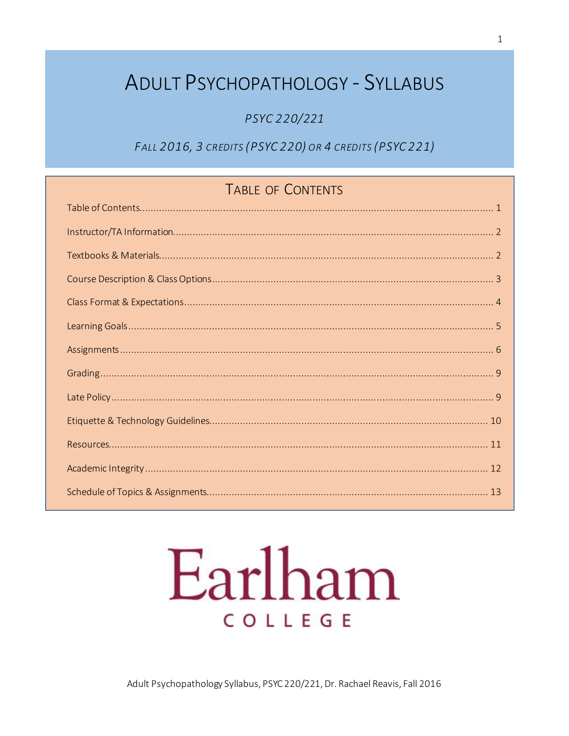# Adult Psychopathology - Syllabus

*PSYC 220/221*

*Fall 2016, 3 credits (PSYC 220) or 4 credits (PSYC 221)*

## Table of Contents

Table of Contents.......................................................... 1

Instructor/TA Information.......................................................... 2

Textbooks & Materials.......................................................... 2

Course Description & Class Options.......................................................... 3

Class Format & Expectations.......................................................... 4

Learning Goals.......................................................... 5

Assignments.......................................................... 6

Grading.......................................................... 9

Late Policy.......................................................... 9

Etiquette & Technology Guidelines.......................................................... 10

Resources.......................................................... 11

Academic Integrity.......................................................... 12

Schedule of Topics & Assignments.......................................................... 13

Earlham College

Adult Psychopathology Syllabus, PSYC 220/221, Dr. Rachael Reavis, Fall 2016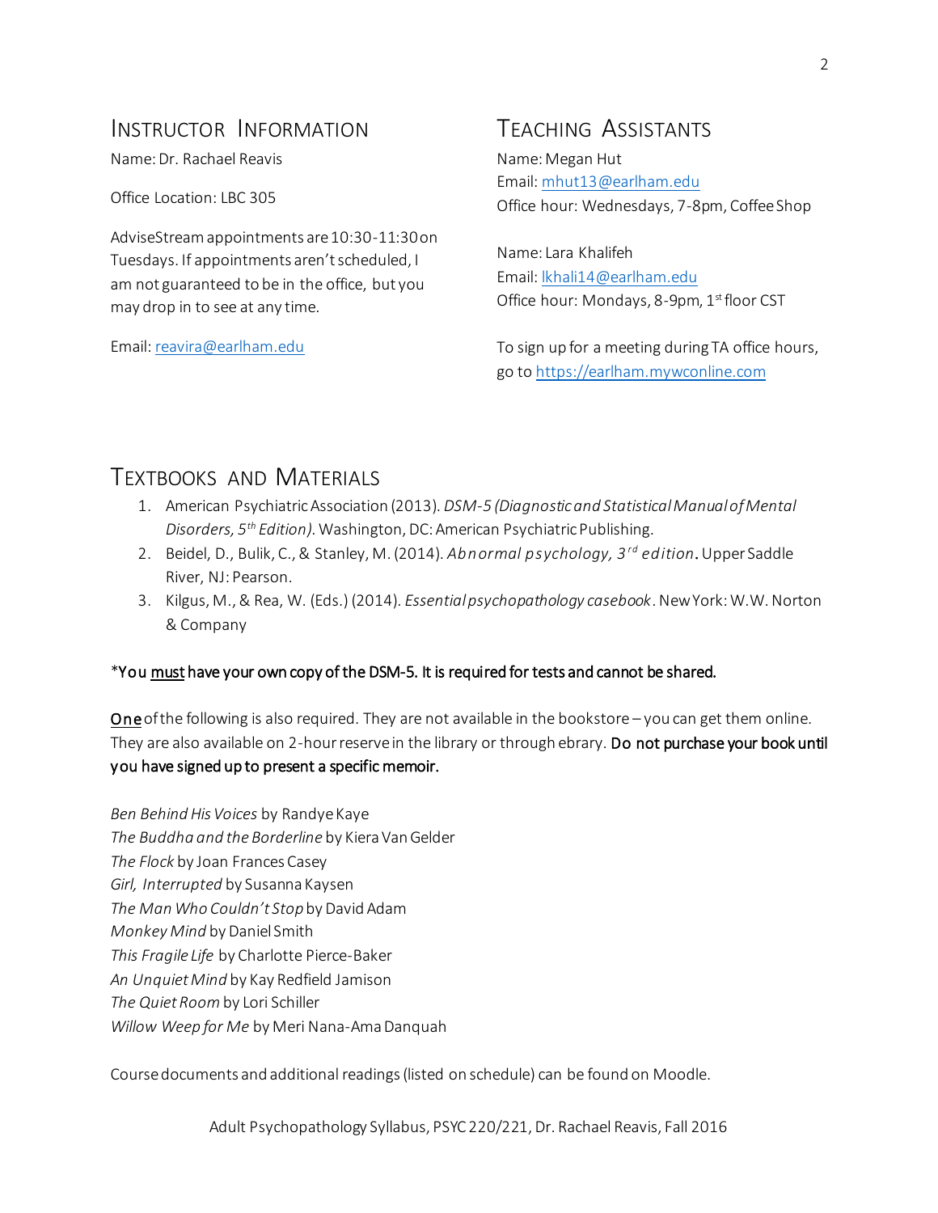## Instructor Information

Name: Dr. Rachael Reavis

Office Location: LBC 305

AdviseStream appointments are 10:30-11:30 on Tuesdays. If appointments aren't scheduled, I am not guaranteed to be in the office, but you may drop in to see at any time.

Email: reavira@earlham.edu

## Teaching Assistants

Name: Megan Hut
Email: mhut13@earlham.edu
Office hour: Wednesdays, 7-8pm, Coffee Shop

Name: Lara Khalifeh
Email: lkhali14@earlham.edu
Office hour: Mondays, 8-9pm, 1st floor CST

To sign up for a meeting during TA office hours, go to https://earlham.mywconline.com

## Textbooks and Materials

1. American Psychiatric Association (2013). *DSM-5 (Diagnostic and Statistical Manual of Mental Disorders, 5th Edition)*. Washington, DC: American Psychiatric Publishing.
2. Beidel, D., Bulik, C., & Stanley, M. (2014). *Abnormal psychology, 3rd edition*. Upper Saddle River, NJ: Pearson.
3. Kilgus, M., & Rea, W. (Eds.) (2014). *Essential psychopathology casebook*. New York: W.W. Norton & Company

*You <u>must</u> have your own copy of the DSM-5. It is required for tests and cannot be shared.

<u>One</u> of the following is also required. They are not available in the bookstore – you can get them online. They are also available on 2-hour reserve in the library or through ebrary. **Do not purchase your book until you have signed up to present a specific memoir.**

*Ben Behind His Voices* by Randye Kaye
*The Buddha and the Borderline* by Kiera Van Gelder
*The Flock* by Joan Frances Casey
*Girl, Interrupted* by Susanna Kaysen
*The Man Who Couldn't Stop* by David Adam
*Monkey Mind* by Daniel Smith
*This Fragile Life* by Charlotte Pierce-Baker
*An Unquiet Mind* by Kay Redfield Jamison
*The Quiet Room* by Lori Schiller
*Willow Weep for Me* by Meri Nana-Ama Danquah

Course documents and additional readings (listed on schedule) can be found on Moodle.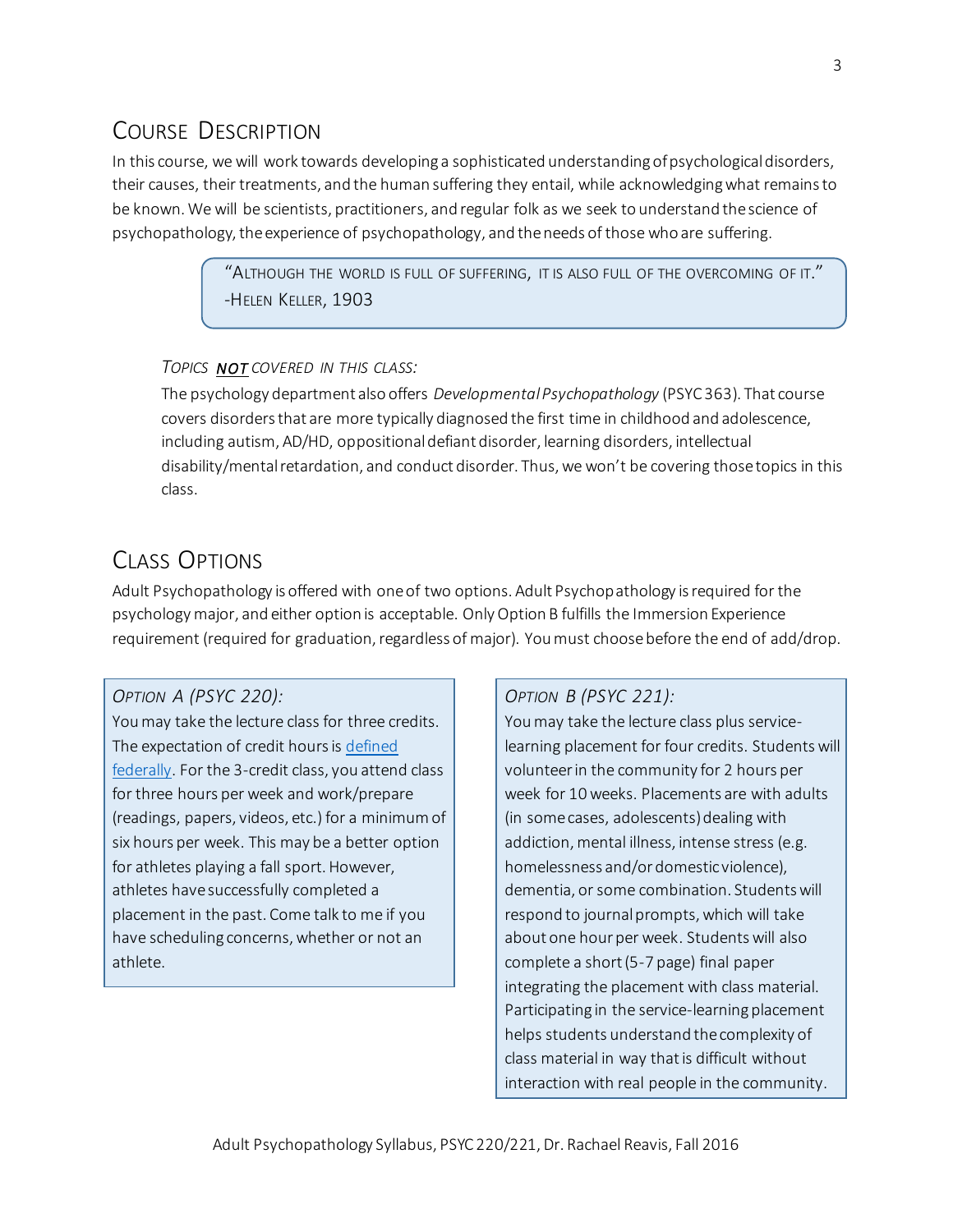## Course Description

In this course, we will work towards developing a sophisticated understanding of psychological disorders, their causes, their treatments, and the human suffering they entail, while acknowledging what remains to be known. We will be scientists, practitioners, and regular folk as we seek to understand the science of psychopathology, the experience of psychopathology, and the needs of those who are suffering.

> "Although the world is full of suffering, it is also full of the overcoming of it."
> -Helen Keller, 1903

*Topics **NOT** covered in this class:*

The psychology department also offers *Developmental Psychopathology* (PSYC 363). That course covers disorders that are more typically diagnosed the first time in childhood and adolescence, including autism, AD/HD, oppositional defiant disorder, learning disorders, intellectual disability/mental retardation, and conduct disorder. Thus, we won't be covering those topics in this class.

## Class Options

Adult Psychopathology is offered with one of two options. Adult Psychopathology is required for the psychology major, and either option is acceptable. Only Option B fulfills the Immersion Experience requirement (required for graduation, regardless of major). You must choose before the end of add/drop.

*Option A (PSYC 220):*

You may take the lecture class for three credits. The expectation of credit hours is defined federally. For the 3-credit class, you attend class for three hours per week and work/prepare (readings, papers, videos, etc.) for a minimum of six hours per week. This may be a better option for athletes playing a fall sport. However, athletes have successfully completed a placement in the past. Come talk to me if you have scheduling concerns, whether or not an athlete.

*Option B (PSYC 221):*

You may take the lecture class plus service-learning placement for four credits. Students will volunteer in the community for 2 hours per week for 10 weeks. Placements are with adults (in some cases, adolescents) dealing with addiction, mental illness, intense stress (e.g. homelessness and/or domestic violence), dementia, or some combination. Students will respond to journal prompts, which will take about one hour per week. Students will also complete a short (5-7 page) final paper integrating the placement with class material. Participating in the service-learning placement helps students understand the complexity of class material in way that is difficult without interaction with real people in the community.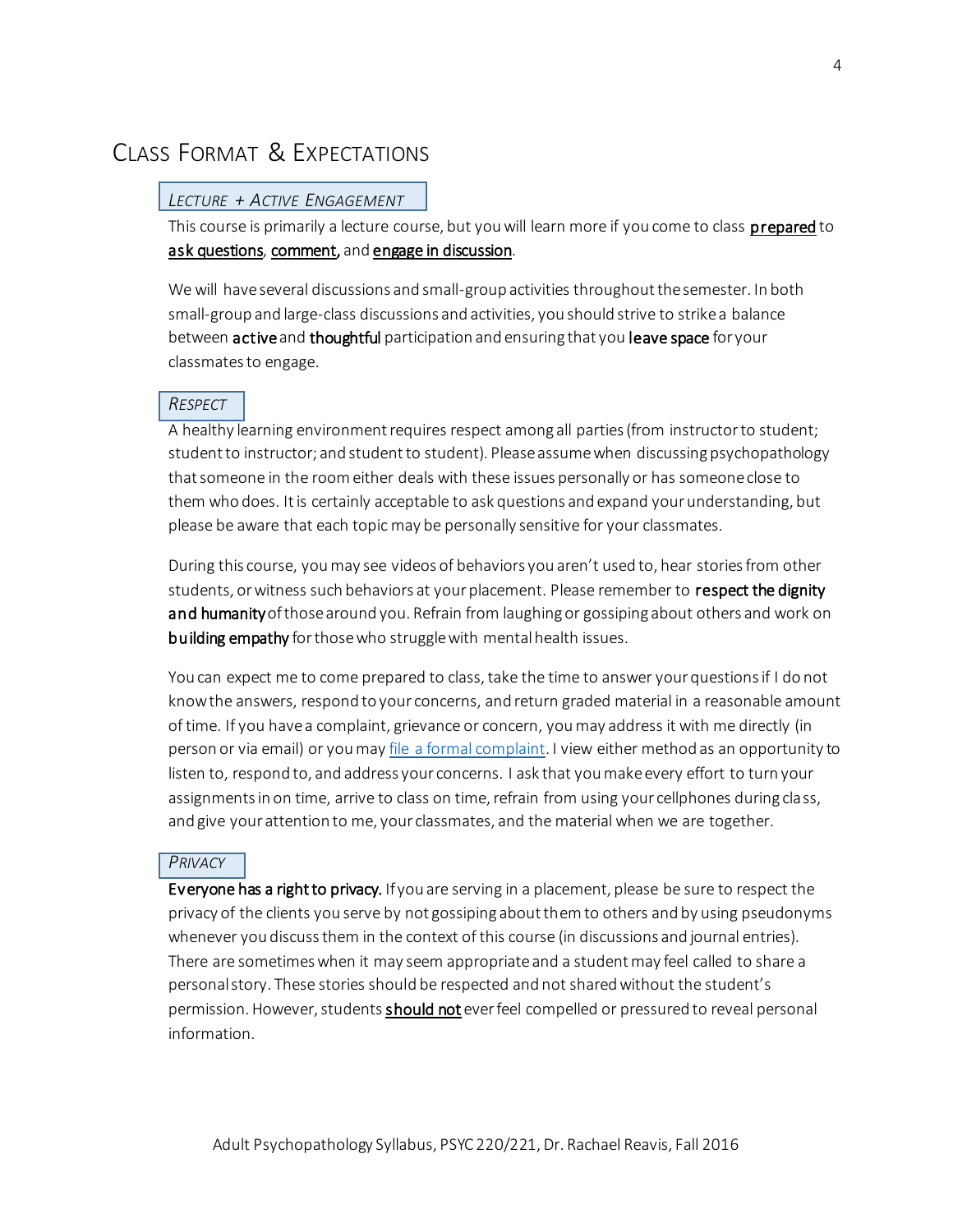## Class Format & Expectations

### *Lecture + Active Engagement*

This course is primarily a lecture course, but you will learn more if you come to class **prepared** to **ask questions**, **comment,** and **engage in discussion**.

We will have several discussions and small-group activities throughout the semester. In both small-group and large-class discussions and activities, you should strive to strike a balance between **active** and **thoughtful** participation and ensuring that you **leave space** for your classmates to engage.

### *Respect*

A healthy learning environment requires respect among all parties (from instructor to student; student to instructor; and student to student). Please assume when discussing psychopathology that someone in the room either deals with these issues personally or has someone close to them who does. It is certainly acceptable to ask questions and expand your understanding, but please be aware that each topic may be personally sensitive for your classmates.

During this course, you may see videos of behaviors you aren't used to, hear stories from other students, or witness such behaviors at your placement. Please remember to **respect the dignity and humanity** of those around you. Refrain from laughing or gossiping about others and work on **building empathy** for those who struggle with mental health issues.

You can expect me to come prepared to class, take the time to answer your questions if I do not know the answers, respond to your concerns, and return graded material in a reasonable amount of time. If you have a complaint, grievance or concern, you may address it with me directly (in person or via email) or you may file a formal complaint. I view either method as an opportunity to listen to, respond to, and address your concerns. I ask that you make every effort to turn your assignments in on time, arrive to class on time, refrain from using your cellphones during class, and give your attention to me, your classmates, and the material when we are together.

### *Privacy*

**Everyone has a right to privacy.** If you are serving in a placement, please be sure to respect the privacy of the clients you serve by not gossiping about them to others and by using pseudonyms whenever you discuss them in the context of this course (in discussions and journal entries). There are sometimes when it may seem appropriate and a student may feel called to share a personal story. These stories should be respected and not shared without the student's permission. However, students **should not** ever feel compelled or pressured to reveal personal information.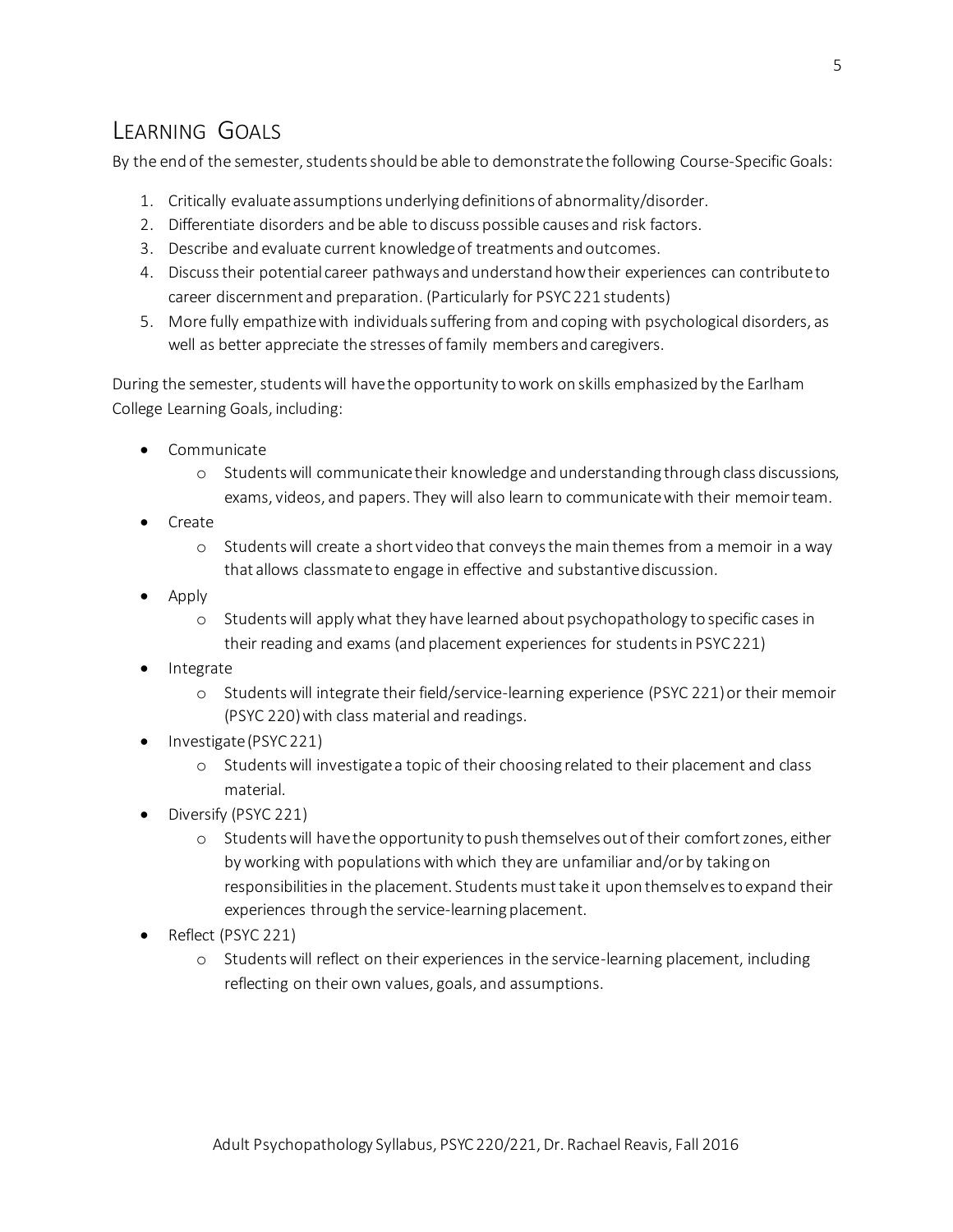## Learning Goals

By the end of the semester, students should be able to demonstrate the following Course-Specific Goals:

1. Critically evaluate assumptions underlying definitions of abnormality/disorder.
2. Differentiate disorders and be able to discuss possible causes and risk factors.
3. Describe and evaluate current knowledge of treatments and outcomes.
4. Discuss their potential career pathways and understand how their experiences can contribute to career discernment and preparation. (Particularly for PSYC 221 students)
5. More fully empathize with individuals suffering from and coping with psychological disorders, as well as better appreciate the stresses of family members and caregivers.

During the semester, students will have the opportunity to work on skills emphasized by the Earlham College Learning Goals, including:

- Communicate
    - Students will communicate their knowledge and understanding through class discussions, exams, videos, and papers. They will also learn to communicate with their memoir team.
- Create
    - Students will create a short video that conveys the main themes from a memoir in a way that allows classmate to engage in effective and substantive discussion.
- Apply
    - Students will apply what they have learned about psychopathology to specific cases in their reading and exams (and placement experiences for students in PSYC 221)
- Integrate
    - Students will integrate their field/service-learning experience (PSYC 221) or their memoir (PSYC 220) with class material and readings.
- Investigate (PSYC 221)
    - Students will investigate a topic of their choosing related to their placement and class material.
- Diversify (PSYC 221)
    - Students will have the opportunity to push themselves out of their comfort zones, either by working with populations with which they are unfamiliar and/or by taking on responsibilities in the placement. Students must take it upon themselves to expand their experiences through the service-learning placement.
- Reflect (PSYC 221)
    - Students will reflect on their experiences in the service-learning placement, including reflecting on their own values, goals, and assumptions.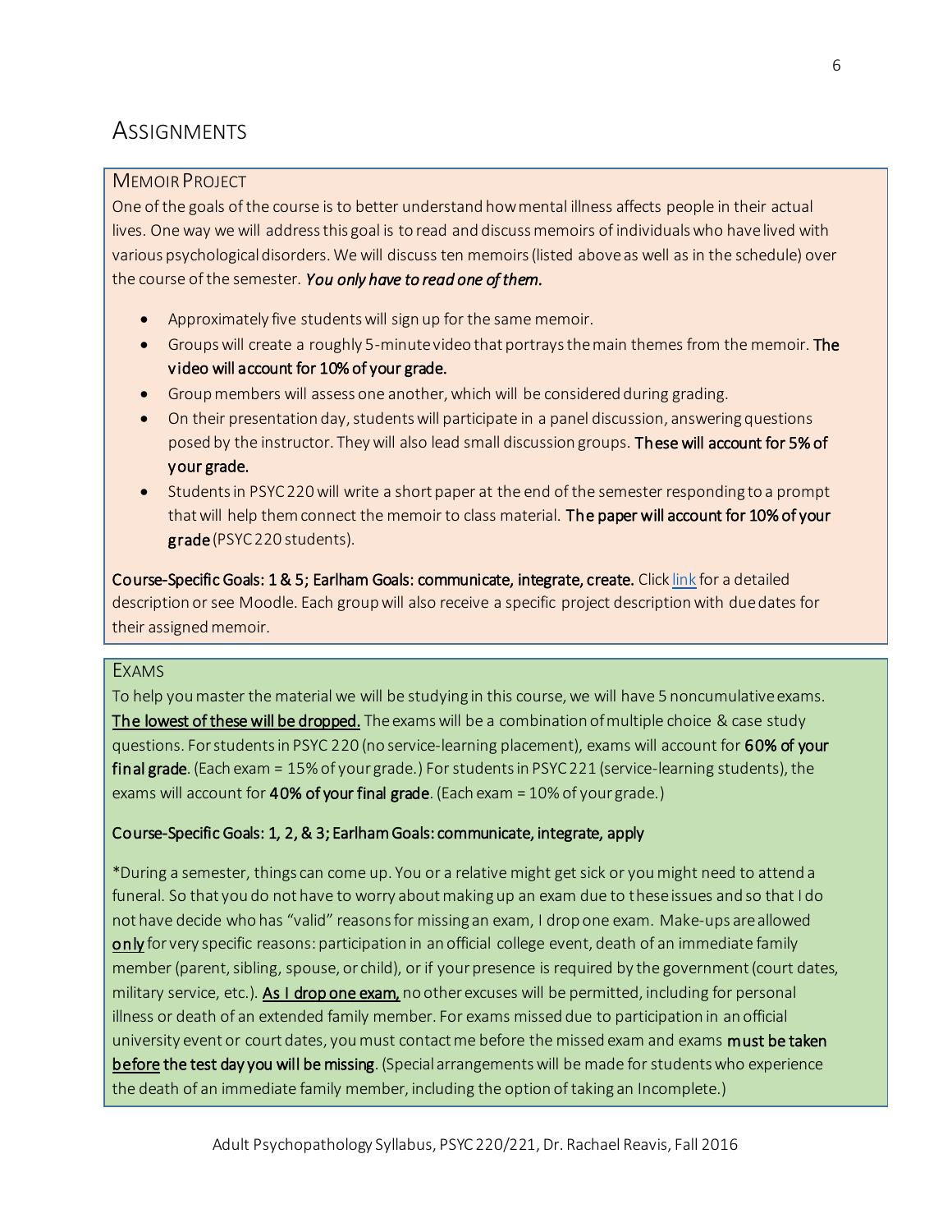# Assignments

## Memoir Project

One of the goals of the course is to better understand how mental illness affects people in their actual lives. One way we will address this goal is to read and discuss memoirs of individuals who have lived with various psychological disorders. We will discuss ten memoirs (listed above as well as in the schedule) over the course of the semester. ***You only have to read one of them.***

- Approximately five students will sign up for the same memoir.
- Groups will create a roughly 5-minute video that portrays the main themes from the memoir. **The video will account for 10% of your grade.**
- Group members will assess one another, which will be considered during grading.
- On their presentation day, students will participate in a panel discussion, answering questions posed by the instructor. They will also lead small discussion groups. **These will account for 5% of your grade.**
- Students in PSYC 220 will write a short paper at the end of the semester responding to a prompt that will help them connect the memoir to class material. **The paper will account for 10% of your grade** (PSYC 220 students).

**Course-Specific Goals: 1 & 5; Earlham Goals: communicate, integrate, create.** Click link for a detailed description or see Moodle. Each group will also receive a specific project description with due dates for their assigned memoir.

## Exams

To help you master the material we will be studying in this course, we will have 5 noncumulative exams. **The lowest of these will be dropped.** The exams will be a combination of multiple choice & case study questions. For students in PSYC 220 (no service-learning placement), exams will account for **60% of your final grade**. (Each exam = 15% of your grade.) For students in PSYC 221 (service-learning students), the exams will account for **40% of your final grade**. (Each exam = 10% of your grade.)

**Course-Specific Goals: 1, 2, & 3; Earlham Goals: communicate, integrate, apply**

*During a semester, things can come up. You or a relative might get sick or you might need to attend a funeral. So that you do not have to worry about making up an exam due to these issues and so that I do not have decide who has "valid" reasons for missing an exam, I drop one exam. Make-ups are allowed **only** for very specific reasons: participation in an official college event, death of an immediate family member (parent, sibling, spouse, or child), or if your presence is required by the government (court dates, military service, etc.). **As I drop one exam,** no other excuses will be permitted, including for personal illness or death of an extended family member. For exams missed due to participation in an official university event or court dates, you must contact me before the missed exam and exams **must be taken before the test day you will be missing**. (Special arrangements will be made for students who experience the death of an immediate family member, including the option of taking an Incomplete.)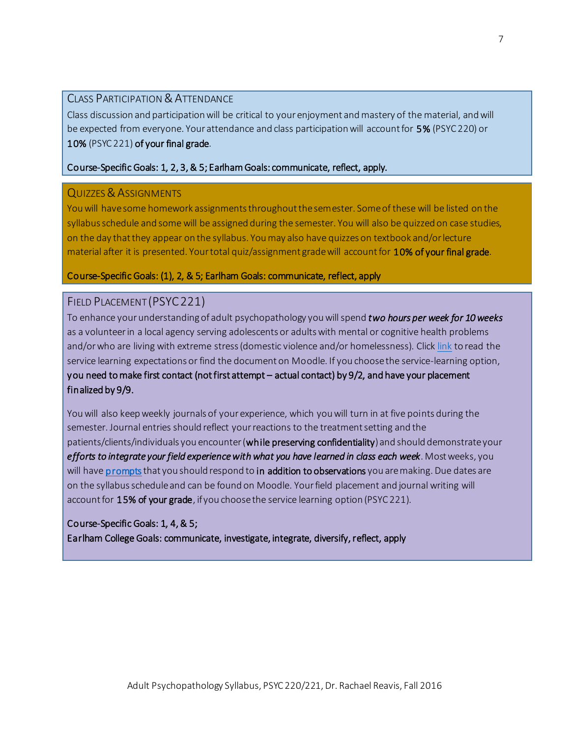## Class Participation & Attendance

Class discussion and participation will be critical to your enjoyment and mastery of the material, and will be expected from everyone. Your attendance and class participation will account for **5%** (PSYC 220) or **10%** (PSYC 221) **of your final grade**.

**Course-Specific Goals: 1, 2, 3, & 5; Earlham Goals: communicate, reflect, apply.**

## Quizzes & Assignments

You will have some homework assignments throughout the semester. Some of these will be listed on the syllabus schedule and some will be assigned during the semester. You will also be quizzed on case studies, on the day that they appear on the syllabus. You may also have quizzes on textbook and/or lecture material after it is presented. Your total quiz/assignment grade will account for **10% of your final grade**.

**Course-Specific Goals: (1), 2, & 5; Earlham Goals: communicate, reflect, apply**

## Field Placement (PSYC 221)

To enhance your understanding of adult psychopathology you will spend ***two hours per week for 10 weeks*** as a volunteer in a local agency serving adolescents or adults with mental or cognitive health problems and/or who are living with extreme stress (domestic violence and/or homelessness). Click link to read the service learning expectations or find the document on Moodle. If you choose the service-learning option, **you need to make first contact (not first attempt – actual contact) by 9/2, and have your placement finalized by 9/9.**

You will also keep weekly journals of your experience, which you will turn in at five points during the semester. Journal entries should reflect your reactions to the treatment setting and the patients/clients/individuals you encounter (**while preserving confidentiality**) and should demonstrate your ***efforts to integrate your field experience with what you have learned in class each week***. Most weeks, you will have **prompts** that you should respond to **in addition to observations** you are making. Due dates are on the syllabus schedule and can be found on Moodle. Your field placement and journal writing will account for **15% of your grade**, if you choose the service learning option (PSYC 221).

**Course-Specific Goals: 1, 4, & 5;**
**Earlham College Goals: communicate, investigate, integrate, diversify, reflect, apply**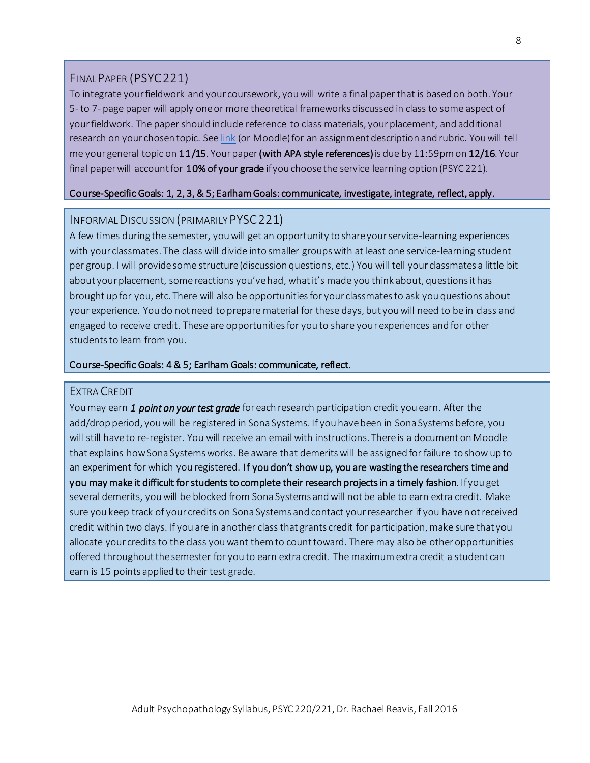## Final Paper (PSYC221)

To integrate your fieldwork and your coursework, you will write a final paper that is based on both. Your 5- to 7-page paper will apply one or more theoretical frameworks discussed in class to some aspect of your fieldwork. The paper should include reference to class materials, your placement, and additional research on your chosen topic. See [link](#) (or Moodle) for an assignment description and rubric. You will tell me your general topic on **11/15**. Your paper **(with APA style references)** is due by 11:59pm on **12/16**. Your final paper will account for **10% of your grade** if you choose the service learning option (PSYC221).

**Course-Specific Goals: 1, 2, 3, & 5; Earlham Goals: communicate, investigate, integrate, reflect, apply.**

## Informal Discussion (primarily PYSC221)

A few times during the semester, you will get an opportunity to share your service-learning experiences with your classmates. The class will divide into smaller groups with at least one service-learning student per group. I will provide some structure (discussion questions, etc.) You will tell your classmates a little bit about your placement, some reactions you've had, what it's made you think about, questions it has brought up for you, etc. There will also be opportunities for your classmates to ask you questions about your experience. You do not need to prepare material for these days, but you will need to be in class and engaged to receive credit. These are opportunities for you to share your experiences and for other students to learn from you.

**Course-Specific Goals: 4 & 5; Earlham Goals: communicate, reflect.**

## Extra Credit

You may earn ***1 point on your test grade*** for each research participation credit you earn. After the add/drop period, you will be registered in Sona Systems. If you have been in Sona Systems before, you will still have to re-register. You will receive an email with instructions. There is a document on Moodle that explains how Sona Systems works. Be aware that demerits will be assigned for failure to show up to an experiment for which you registered. **If you don't show up, you are wasting the researchers time and you may make it difficult for students to complete their research projects in a timely fashion.** If you get several demerits, you will be blocked from Sona Systems and will not be able to earn extra credit. Make sure you keep track of your credits on Sona Systems and contact your researcher if you have not received credit within two days. If you are in another class that grants credit for participation, make sure that you allocate your credits to the class you want them to count toward. There may also be other opportunities offered throughout the semester for you to earn extra credit. The maximum extra credit a student can earn is 15 points applied to their test grade.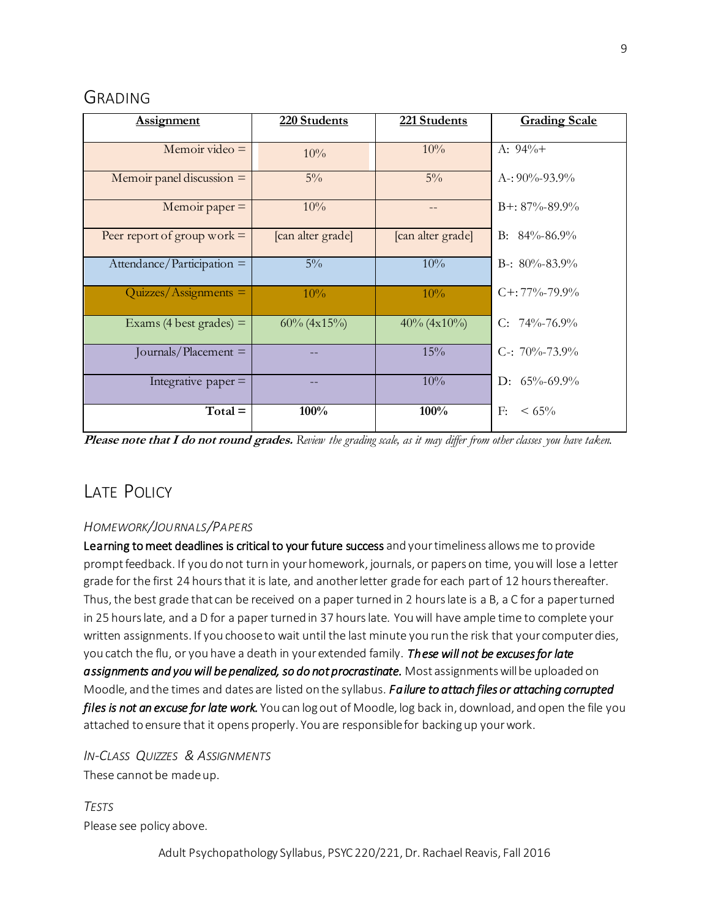## Grading

| Assignment | 220 Students | 221 Students | Grading Scale |
|---|---|---|---|
| Memoir video = | 10% | 10% | A: 94%+ |
| Memoir panel discussion = | 5% | 5% | A-: 90%-93.9% |
| Memoir paper = | 10% | -- | B+: 87%-89.9% |
| Peer report of group work = | [can alter grade] | [can alter grade] | B: 84%-86.9% |
| Attendance/Participation = | 5% | 10% | B-: 80%-83.9% |
| Quizzes/Assignments = | 10% | 10% | C+: 77%-79.9% |
| Exams (4 best grades) = | 60% (4x15%) | 40% (4x10%) | C: 74%-76.9% |
| Journals/Placement = | -- | 15% | C-: 70%-73.9% |
| Integrative paper = | -- | 10% | D: 65%-69.9% |
| **Total =** | **100%** | **100%** | F: < 65% |

***Please note that I do not round grades.*** *Review the grading scale, as it may differ from other classes you have taken.*

## Late Policy

### *Homework/Journals/Papers*

**Learning to meet deadlines is critical to your future success** and your timeliness allows me to provide prompt feedback. If you do not turn in your homework, journals, or papers on time, you will lose a letter grade for the first 24 hours that it is late, and another letter grade for each part of 12 hours thereafter. Thus, the best grade that can be received on a paper turned in 2 hours late is a B, a C for a paper turned in 25 hours late, and a D for a paper turned in 37 hours late. You will have ample time to complete your written assignments. If you choose to wait until the last minute you run the risk that your computer dies, you catch the flu, or you have a death in your extended family. ***These will not be excuses for late assignments and you will be penalized, so do not procrastinate.*** Most assignments will be uploaded on Moodle, and the times and dates are listed on the syllabus. ***Failure to attach files or attaching corrupted files is not an excuse for late work.*** You can log out of Moodle, log back in, download, and open the file you attached to ensure that it opens properly. You are responsible for backing up your work.

### *In-Class Quizzes & Assignments*

These cannot be made up.

### *Tests*

Please see policy above.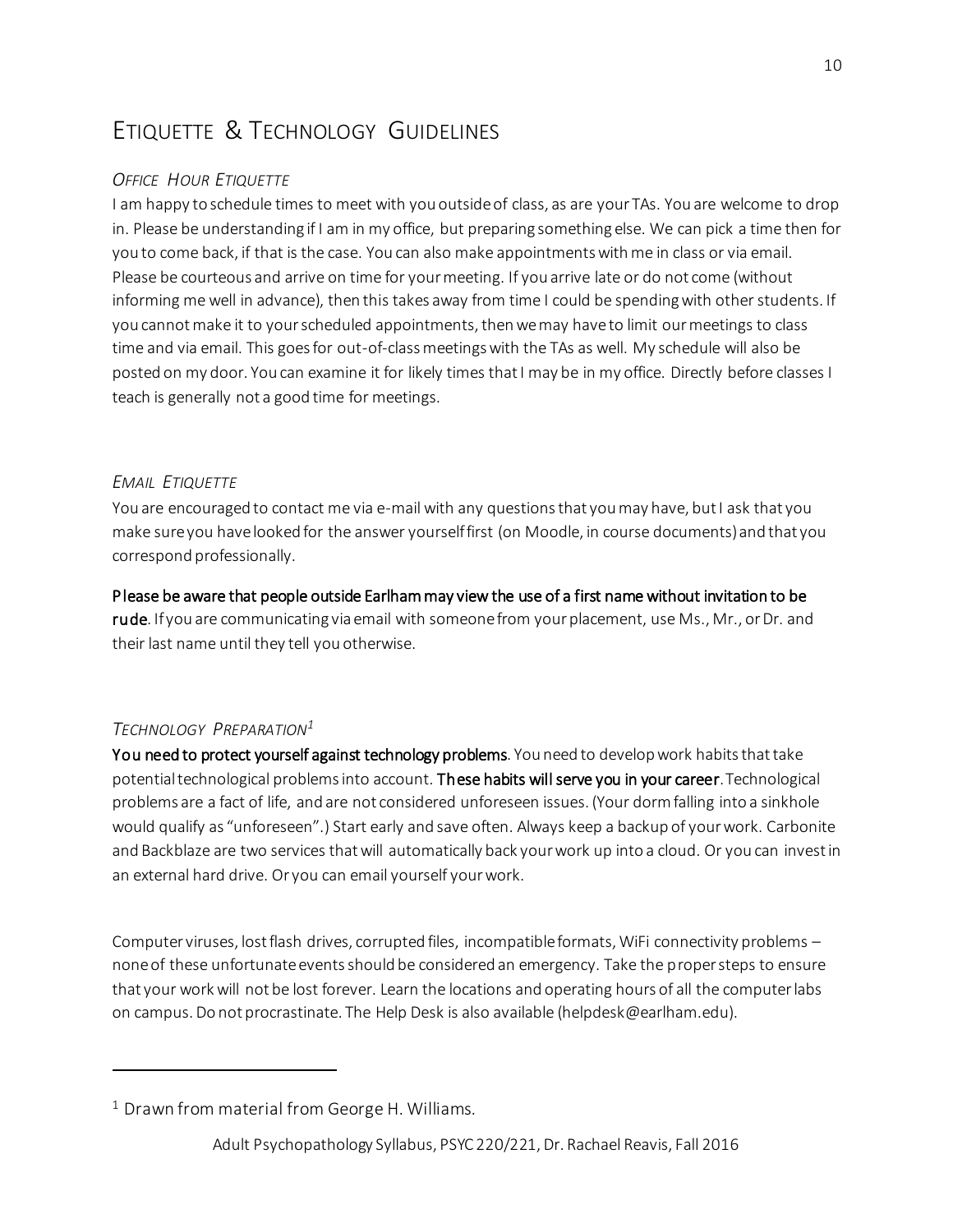## ETIQUETTE & TECHNOLOGY GUIDELINES

### *OFFICE HOUR ETIQUETTE*

I am happy to schedule times to meet with you outside of class, as are your TAs. You are welcome to drop in. Please be understanding if I am in my office, but preparing something else. We can pick a time then for you to come back, if that is the case. You can also make appointments with me in class or via email. Please be courteous and arrive on time for your meeting. If you arrive late or do not come (without informing me well in advance), then this takes away from time I could be spending with other students. If you cannot make it to your scheduled appointments, then we may have to limit our meetings to class time and via email. This goes for out-of-class meetings with the TAs as well. My schedule will also be posted on my door. You can examine it for likely times that I may be in my office. Directly before classes I teach is generally not a good time for meetings.

### *EMAIL ETIQUETTE*

You are encouraged to contact me via e-mail with any questions that you may have, but I ask that you make sure you have looked for the answer yourself first (on Moodle, in course documents) and that you correspond professionally.

**Please be aware that people outside Earlham may view the use of a first name without invitation to be rude**. If you are communicating via email with someone from your placement, use Ms., Mr., or Dr. and their last name until they tell you otherwise.

### *TECHNOLOGY PREPARATION*[1]

**You need to protect yourself against technology problems**. You need to develop work habits that take potential technological problems into account. **These habits will serve you in your career**. Technological problems are a fact of life, and are not considered unforeseen issues. (Your dorm falling into a sinkhole would qualify as "unforeseen".) Start early and save often. Always keep a backup of your work. Carbonite and Backblaze are two services that will automatically back your work up into a cloud. Or you can invest in an external hard drive. Or you can email yourself your work.

Computer viruses, lost flash drives, corrupted files, incompatible formats, WiFi connectivity problems – none of these unfortunate events should be considered an emergency. Take the proper steps to ensure that your work will not be lost forever. Learn the locations and operating hours of all the computer labs on campus. Do not procrastinate. The Help Desk is also available (helpdesk@earlham.edu).

---

[1] Drawn from material from George H. Williams.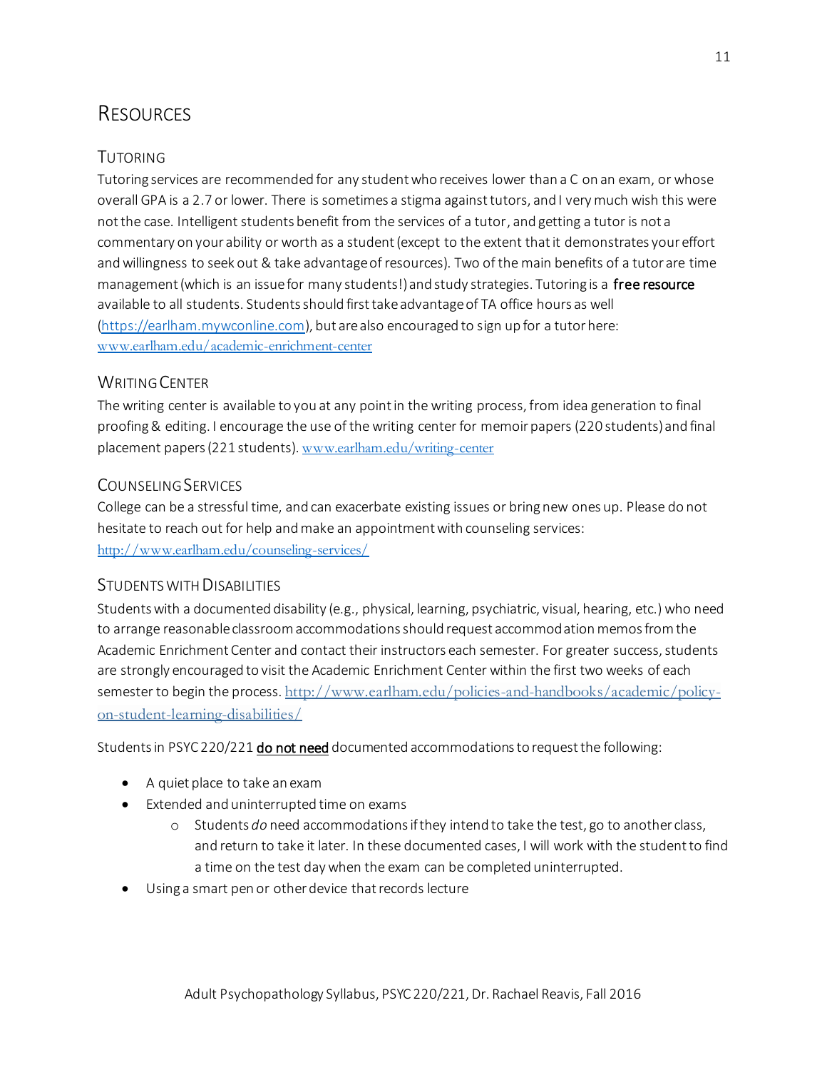# Resources

## Tutoring

Tutoring services are recommended for any student who receives lower than a C on an exam, or whose overall GPA is a 2.7 or lower. There is sometimes a stigma against tutors, and I very much wish this were not the case. Intelligent students benefit from the services of a tutor, and getting a tutor is not a commentary on your ability or worth as a student (except to the extent that it demonstrates your effort and willingness to seek out & take advantage of resources). Two of the main benefits of a tutor are time management (which is an issue for many students!) and study strategies. Tutoring is a **free resource** available to all students. Students should first take advantage of TA office hours as well (https://earlham.mywconline.com), but are also encouraged to sign up for a tutor here: www.earlham.edu/academic-enrichment-center

## Writing Center

The writing center is available to you at any point in the writing process, from idea generation to final proofing & editing. I encourage the use of the writing center for memoir papers (220 students) and final placement papers (221 students). www.earlham.edu/writing-center

## Counseling Services

College can be a stressful time, and can exacerbate existing issues or bring new ones up. Please do not hesitate to reach out for help and make an appointment with counseling services: http://www.earlham.edu/counseling-services/

## Students with Disabilities

Students with a documented disability (e.g., physical, learning, psychiatric, visual, hearing, etc.) who need to arrange reasonable classroom accommodations should request accommodation memos from the Academic Enrichment Center and contact their instructors each semester. For greater success, students are strongly encouraged to visit the Academic Enrichment Center within the first two weeks of each semester to begin the process. http://www.earlham.edu/policies-and-handbooks/academic/policy-on-student-learning-disabilities/

Students in PSYC 220/221 <u>do not need</u> documented accommodations to request the following:

- A quiet place to take an exam
- Extended and uninterrupted time on exams
  - Students *do* need accommodations if they intend to take the test, go to another class, and return to take it later. In these documented cases, I will work with the student to find a time on the test day when the exam can be completed uninterrupted.
- Using a smart pen or other device that records lecture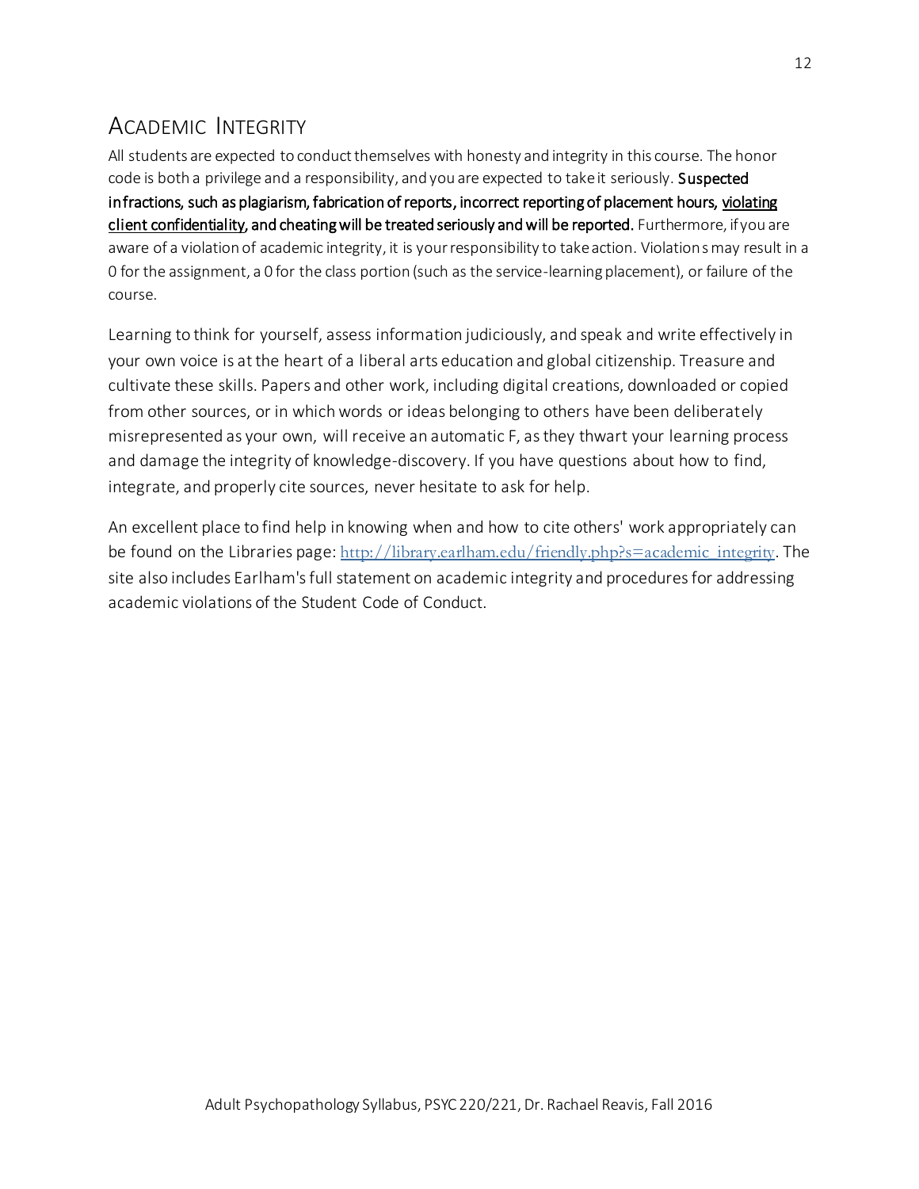## Academic Integrity

All students are expected to conduct themselves with honesty and integrity in this course. The honor code is both a privilege and a responsibility, and you are expected to take it seriously. **Suspected infractions, such as plagiarism, fabrication of reports, incorrect reporting of placement hours, <u>violating client confidentiality</u>, and cheating will be treated seriously and will be reported.** Furthermore, if you are aware of a violation of academic integrity, it is your responsibility to take action. Violations may result in a 0 for the assignment, a 0 for the class portion (such as the service-learning placement), or failure of the course.

Learning to think for yourself, assess information judiciously, and speak and write effectively in your own voice is at the heart of a liberal arts education and global citizenship. Treasure and cultivate these skills. Papers and other work, including digital creations, downloaded or copied from other sources, or in which words or ideas belonging to others have been deliberately misrepresented as your own, will receive an automatic F, as they thwart your learning process and damage the integrity of knowledge-discovery. If you have questions about how to find, integrate, and properly cite sources, never hesitate to ask for help.

An excellent place to find help in knowing when and how to cite others' work appropriately can be found on the Libraries page: [http://library.earlham.edu/friendly.php?s=academic_integrity](http://library.earlham.edu/friendly.php?s=academic_integrity). The site also includes Earlham's full statement on academic integrity and procedures for addressing academic violations of the Student Code of Conduct.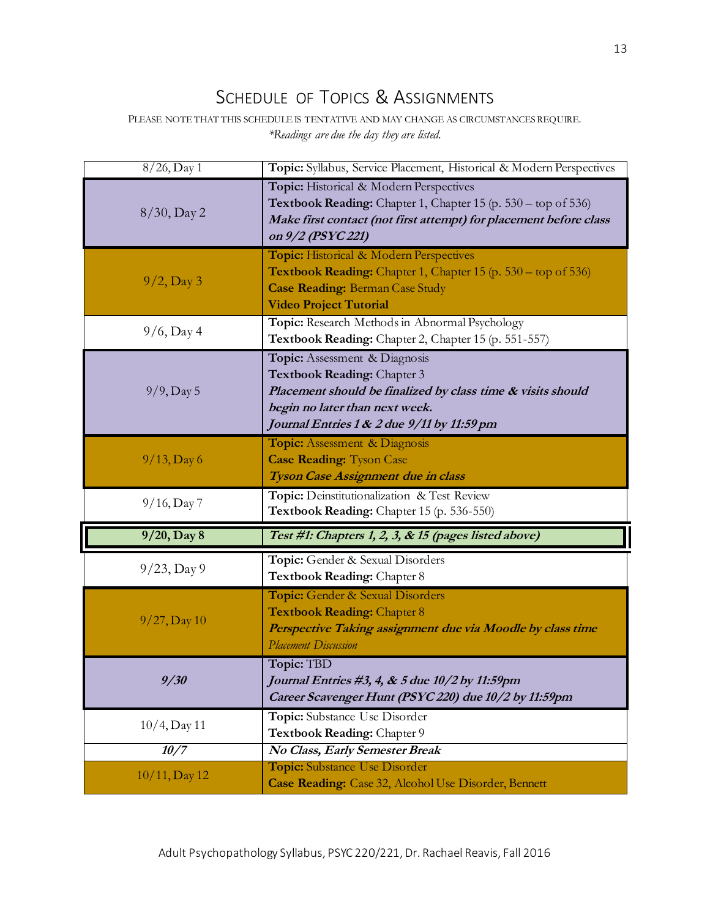# Schedule of Topics & Assignments

PLEASE NOTE THAT THIS SCHEDULE IS TENTATIVE AND MAY CHANGE AS CIRCUMSTANCES REQUIRE.

*\*Readings are due the day they are listed.*

| Date | Details |
|---|---|
| 8/26, Day 1 | **Topic:** Syllabus, Service Placement, Historical & Modern Perspectives |
| 8/30, Day 2 | **Topic:** Historical & Modern Perspectives<br>**Textbook Reading:** Chapter 1, Chapter 15 (p. 530 – top of 536)<br>***Make first contact (not first attempt) for placement before class on 9/2 (PSYC 221)*** |
| 9/2, Day 3 | **Topic:** Historical & Modern Perspectives<br>**Textbook Reading:** Chapter 1, Chapter 15 (p. 530 – top of 536)<br>**Case Reading:** Berman Case Study<br>**Video Project Tutorial** |
| 9/6, Day 4 | **Topic:** Research Methods in Abnormal Psychology<br>**Textbook Reading:** Chapter 2, Chapter 15 (p. 551-557) |
| 9/9, Day 5 | **Topic:** Assessment & Diagnosis<br>**Textbook Reading:** Chapter 3<br>***Placement should be finalized by class time & visits should begin no later than next week.***<br>***Journal Entries 1 & 2 due 9/11 by 11:59 pm*** |
| 9/13, Day 6 | **Topic:** Assessment & Diagnosis<br>**Case Reading:** Tyson Case<br>***Tyson Case Assignment due in class*** |
| 9/16, Day 7 | **Topic:** Deinstitutionalization & Test Review<br>**Textbook Reading:** Chapter 15 (p. 536-550) |
| **9/20, Day 8** | ***Test #1: Chapters 1, 2, 3, & 15 (pages listed above)*** |
| 9/23, Day 9 | **Topic:** Gender & Sexual Disorders<br>**Textbook Reading:** Chapter 8 |
| 9/27, Day 10 | **Topic:** Gender & Sexual Disorders<br>**Textbook Reading:** Chapter 8<br>***Perspective Taking assignment due via Moodle by class time***<br>*Placement Discussion* |
| ***9/30*** | **Topic:** TBD<br>***Journal Entries #3, 4, & 5 due 10/2 by 11:59pm***<br>***Career Scavenger Hunt (PSYC 220) due 10/2 by 11:59pm*** |
| 10/4, Day 11 | **Topic:** Substance Use Disorder<br>**Textbook Reading:** Chapter 9 |
| ***10/7*** | ***No Class, Early Semester Break*** |
| 10/11, Day 12 | **Topic:** Substance Use Disorder<br>**Case Reading:** Case 32, Alcohol Use Disorder, Bennett |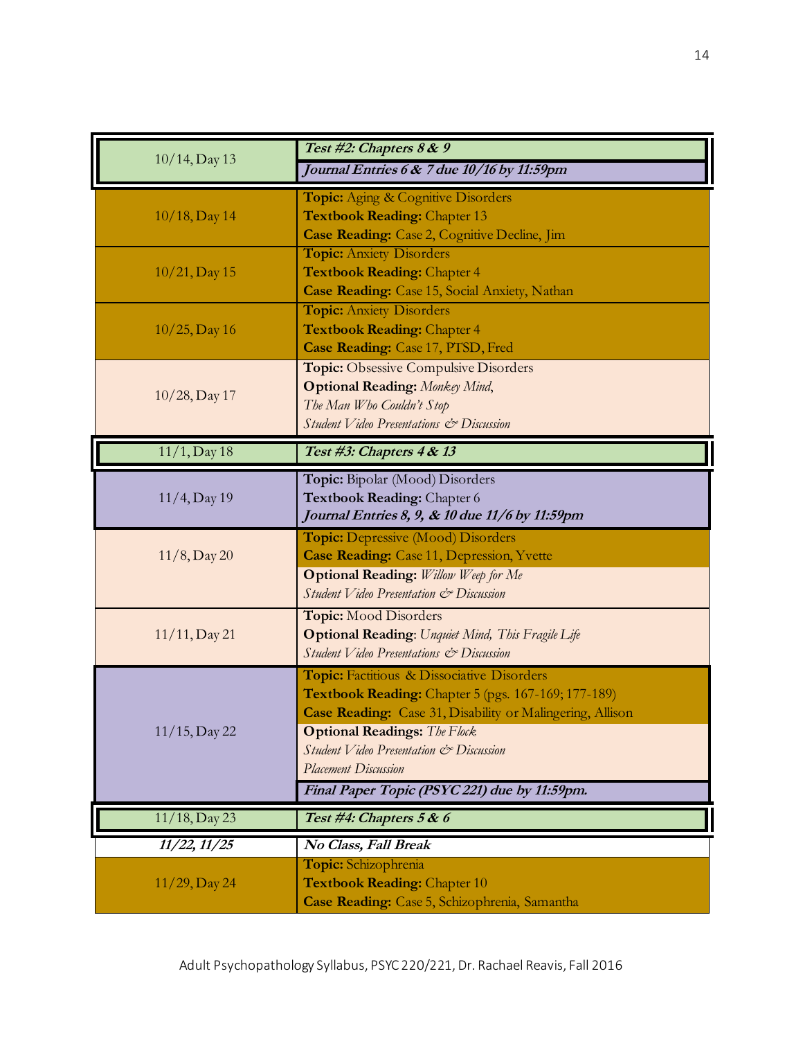| | |
|---|---|
| 10/14, Day 13 | ***Test #2: Chapters 8 & 9***<br>***Journal Entries 6 & 7 due 10/16 by 11:59pm*** |
| 10/18, Day 14 | **Topic:** Aging & Cognitive Disorders<br>**Textbook Reading:** Chapter 13<br>**Case Reading:** Case 2, Cognitive Decline, Jim |
| 10/21, Day 15 | **Topic:** Anxiety Disorders<br>**Textbook Reading:** Chapter 4<br>**Case Reading:** Case 15, Social Anxiety, Nathan |
| 10/25, Day 16 | **Topic:** Anxiety Disorders<br>**Textbook Reading:** Chapter 4<br>**Case Reading:** Case 17, PTSD, Fred |
| 10/28, Day 17 | **Topic:** Obsessive Compulsive Disorders<br>**Optional Reading:** *Monkey Mind*,<br>*The Man Who Couldn't Stop*<br>*Student Video Presentations & Discussion* |
| 11/1, Day 18 | ***Test #3: Chapters 4 & 13*** |
| 11/4, Day 19 | **Topic:** Bipolar (Mood) Disorders<br>**Textbook Reading:** Chapter 6<br>***Journal Entries 8, 9, & 10 due 11/6 by 11:59pm*** |
| 11/8, Day 20 | **Topic:** Depressive (Mood) Disorders<br>**Case Reading:** Case 11, Depression, Yvette<br>**Optional Reading:** *Willow Weep for Me*<br>*Student Video Presentation & Discussion* |
| 11/11, Day 21 | **Topic:** Mood Disorders<br>**Optional Reading**: *Unquiet Mind, This Fragile Life*<br>*Student Video Presentations & Discussion* |
| 11/15, Day 22 | **Topic:** Factitious & Dissociative Disorders<br>**Textbook Reading:** Chapter 5 (pgs. 167-169; 177-189)<br>**Case Reading:** Case 31, Disability or Malingering, Allison<br>**Optional Readings:** *The Flock*<br>*Student Video Presentation & Discussion*<br>*Placement Discussion*<br>***Final Paper Topic (PSYC 221) due by 11:59pm.*** |
| 11/18, Day 23 | ***Test #4: Chapters 5 & 6*** |
| ***11/22, 11/25*** | ***No Class, Fall Break*** |
| 11/29, Day 24 | **Topic:** Schizophrenia<br>**Textbook Reading:** Chapter 10<br>**Case Reading:** Case 5, Schizophrenia, Samantha |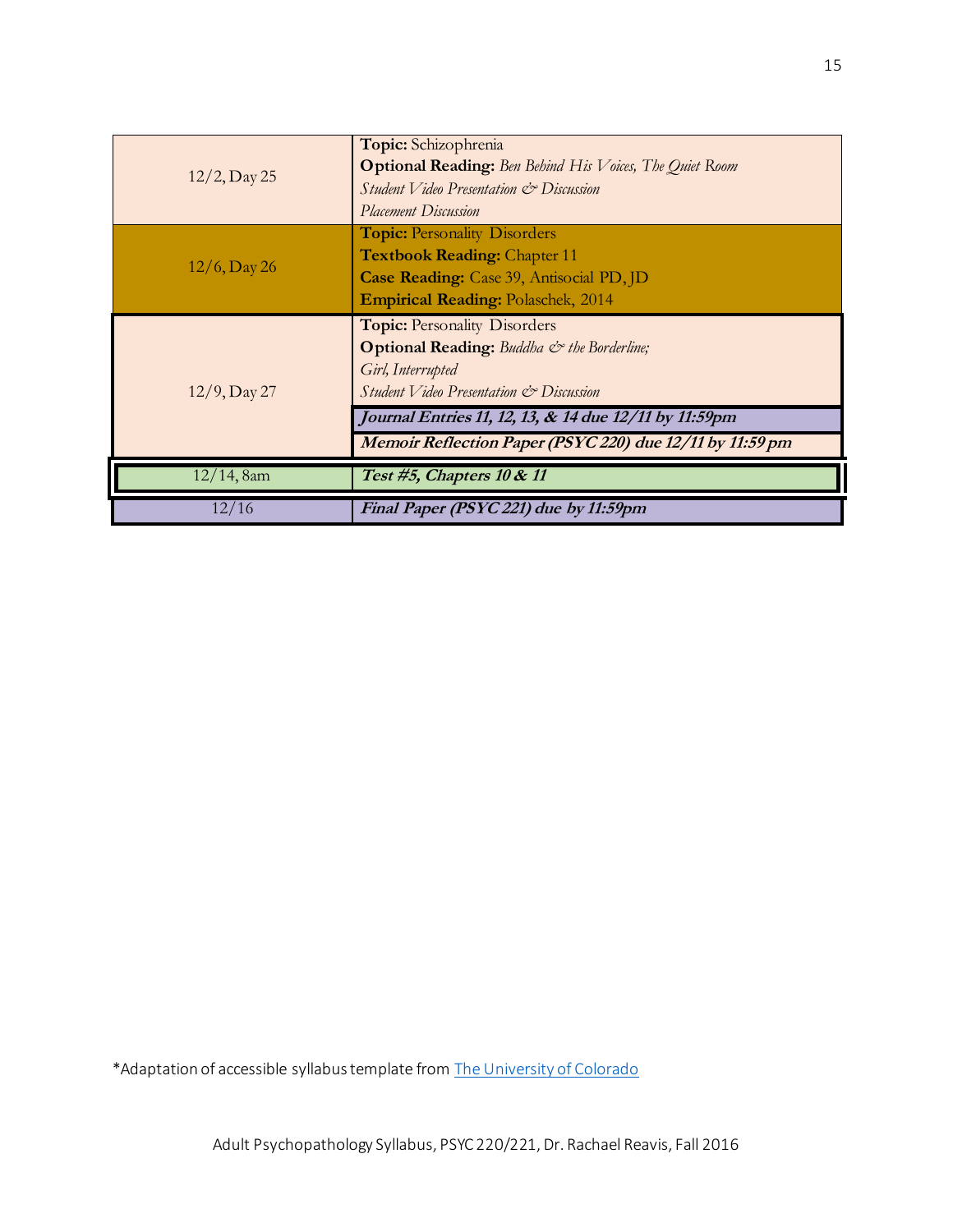| | |
|---|---|
| 12/2, Day 25 | **Topic:** Schizophrenia<br>**Optional Reading:** *Ben Behind His Voices, The Quiet Room*<br>*Student Video Presentation & Discussion*<br>*Placement Discussion* |
| 12/6, Day 26 | **Topic:** Personality Disorders<br>**Textbook Reading:** Chapter 11<br>**Case Reading:** Case 39, Antisocial PD, JD<br>**Empirical Reading:** Polaschek, 2014 |
| 12/9, Day 27 | **Topic:** Personality Disorders<br>**Optional Reading:** *Buddha & the Borderline;*<br>*Girl, Interrupted*<br>*Student Video Presentation & Discussion*<br>***Journal Entries 11, 12, 13, & 14 due 12/11 by 11:59pm***<br>***Memoir Reflection Paper (PSYC 220) due 12/11 by 11:59 pm*** |
| 12/14, 8am | ***Test #5, Chapters 10 & 11*** |
| 12/16 | ***Final Paper (PSYC 221) due by 11:59pm*** |

*Adaptation of accessible syllabus template from The University of Colorado

Adult Psychopathology Syllabus, PSYC 220/221, Dr. Rachael Reavis, Fall 2016